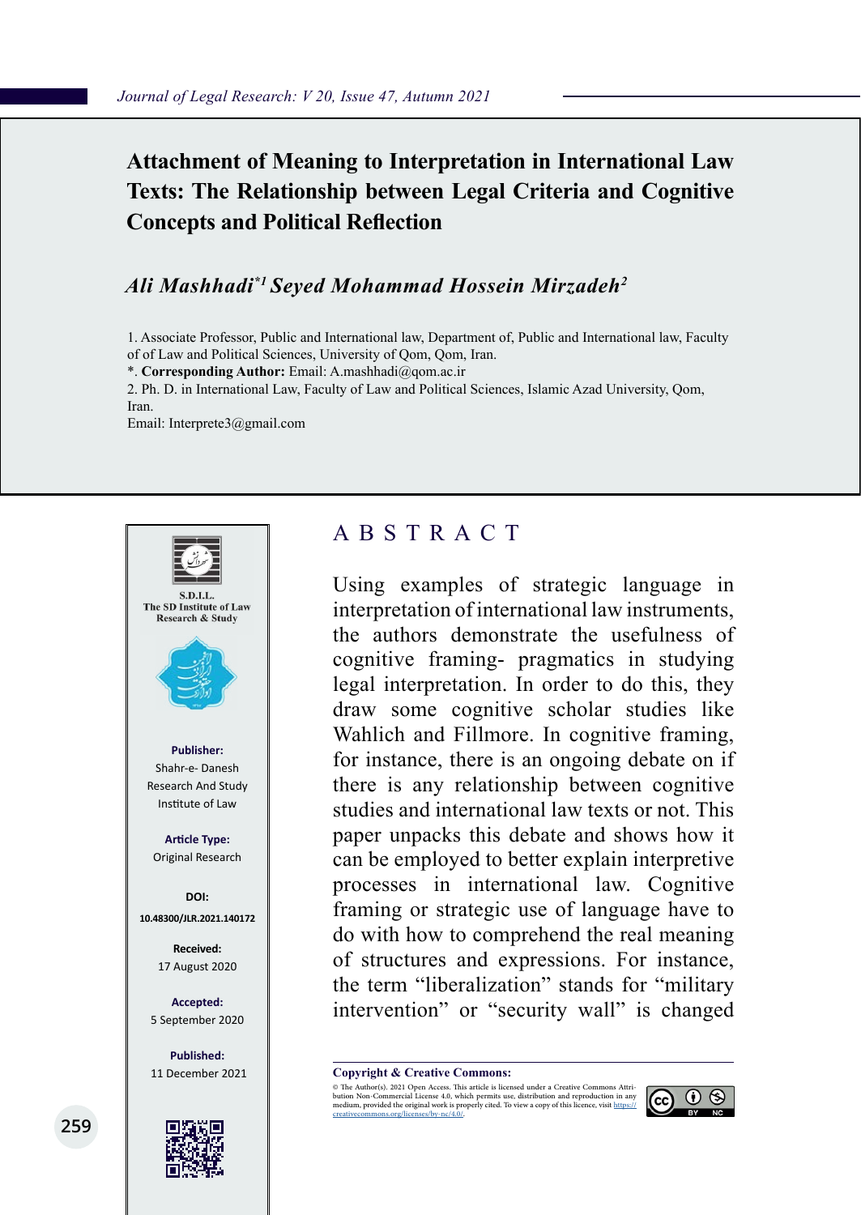# Attachment of Meaning to Interpretation in International Law Texts: The Relationship between Legal Criteria and Cognitive Concepts and Political Reflection

***Ali Mashhadi*[*1] Seyed Mohammad Hossein Mirzadeh[2]***

1. Associate Professor, Public and International law, Department of, Public and International law, Faculty of of Law and Political Sciences, University of Qom, Qom, Iran.

*. **Corresponding Author:** Email: A.mashhadi@qom.ac.ir

2. Ph. D. in International Law, Faculty of Law and Political Sciences, Islamic Azad University, Qom, Iran.

Email: Interprete3@gmail.com

S.D.I.L.
The SD Institute of Law Research & Study

**Publisher:**
Shahr-e- Danesh Research And Study Institute of Law

**Article Type:**
Original Research

**DOI:**
10.48300/JLR.2021.140172

**Received:**
17 August 2020

**Accepted:**
5 September 2020

**Published:**
11 December 2021

## ABSTRACT

Using examples of strategic language in interpretation of international law instruments, the authors demonstrate the usefulness of cognitive framing- pragmatics in studying legal interpretation. In order to do this, they draw some cognitive scholar studies like Wahlich and Fillmore. In cognitive framing, for instance, there is an ongoing debate on if there is any relationship between cognitive studies and international law texts or not. This paper unpacks this debate and shows how it can be employed to better explain interpretive processes in international law. Cognitive framing or strategic use of language have to do with how to comprehend the real meaning of structures and expressions. For instance, the term "liberalization" stands for "military intervention" or "security wall" is changed

**Copyright & Creative Commons:**

© The Author(s). 2021 Open Access. This article is licensed under a Creative Commons Attribution Non-Commercial License 4.0, which permits use, distribution and reproduction in any medium, provided the original work is properly cited. To view a copy of this licence, visit https://creativecommons.org/licenses/by-nc/4.0/.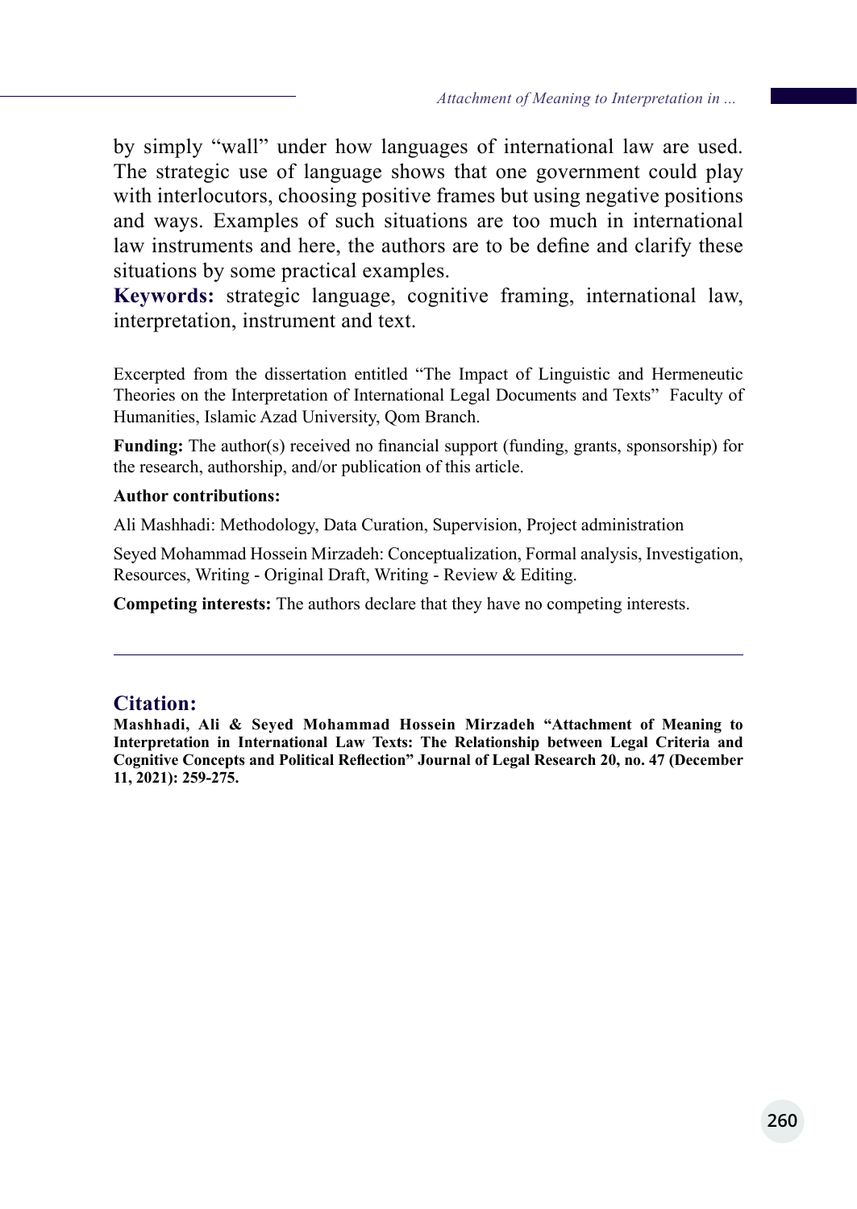by simply "wall" under how languages of international law are used. The strategic use of language shows that one government could play with interlocutors, choosing positive frames but using negative positions and ways. Examples of such situations are too much in international law instruments and here, the authors are to be define and clarify these situations by some practical examples.

**Keywords:** strategic language, cognitive framing, international law, interpretation, instrument and text.

Excerpted from the dissertation entitled "The Impact of Linguistic and Hermeneutic Theories on the Interpretation of International Legal Documents and Texts" Faculty of Humanities, Islamic Azad University, Qom Branch.

**Funding:** The author(s) received no financial support (funding, grants, sponsorship) for the research, authorship, and/or publication of this article.

**Author contributions:**

Ali Mashhadi: Methodology, Data Curation, Supervision, Project administration

Seyed Mohammad Hossein Mirzadeh: Conceptualization, Formal analysis, Investigation, Resources, Writing - Original Draft, Writing - Review & Editing.

**Competing interests:** The authors declare that they have no competing interests.

---

## Citation:

**Mashhadi, Ali & Seyed Mohammad Hossein Mirzadeh "Attachment of Meaning to Interpretation in International Law Texts: The Relationship between Legal Criteria and Cognitive Concepts and Political Reflection" Journal of Legal Research 20, no. 47 (December 11, 2021): 259-275.**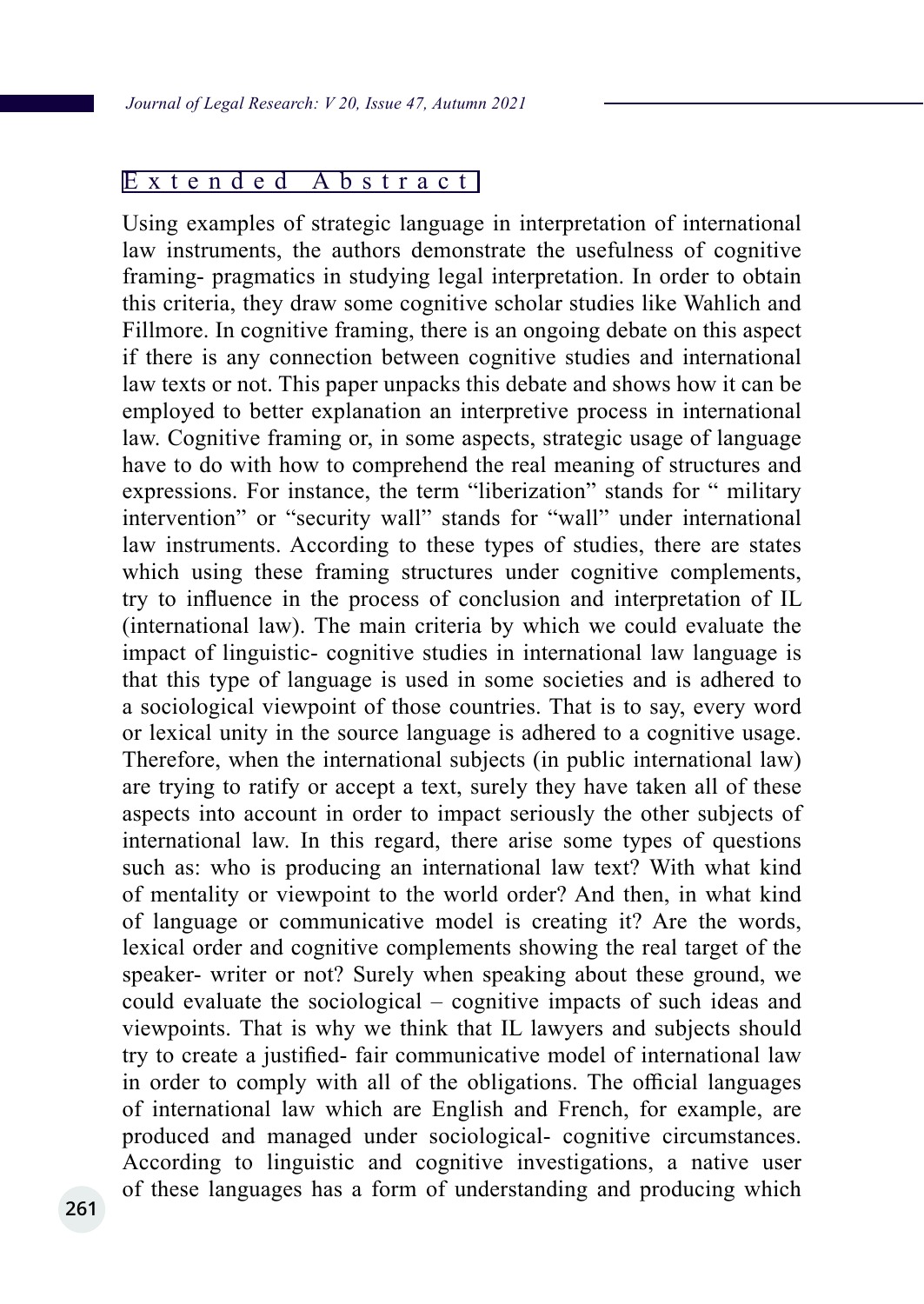## Extended Abstract

Using examples of strategic language in interpretation of international law instruments, the authors demonstrate the usefulness of cognitive framing- pragmatics in studying legal interpretation. In order to obtain this criteria, they draw some cognitive scholar studies like Wahlich and Fillmore. In cognitive framing, there is an ongoing debate on this aspect if there is any connection between cognitive studies and international law texts or not. This paper unpacks this debate and shows how it can be employed to better explanation an interpretive process in international law. Cognitive framing or, in some aspects, strategic usage of language have to do with how to comprehend the real meaning of structures and expressions. For instance, the term "liberization" stands for " military intervention" or "security wall" stands for "wall" under international law instruments. According to these types of studies, there are states which using these framing structures under cognitive complements, try to influence in the process of conclusion and interpretation of IL (international law). The main criteria by which we could evaluate the impact of linguistic- cognitive studies in international law language is that this type of language is used in some societies and is adhered to a sociological viewpoint of those countries. That is to say, every word or lexical unity in the source language is adhered to a cognitive usage. Therefore, when the international subjects (in public international law) are trying to ratify or accept a text, surely they have taken all of these aspects into account in order to impact seriously the other subjects of international law. In this regard, there arise some types of questions such as: who is producing an international law text? With what kind of mentality or viewpoint to the world order? And then, in what kind of language or communicative model is creating it? Are the words, lexical order and cognitive complements showing the real target of the speaker- writer or not? Surely when speaking about these ground, we could evaluate the sociological – cognitive impacts of such ideas and viewpoints. That is why we think that IL lawyers and subjects should try to create a justified- fair communicative model of international law in order to comply with all of the obligations. The official languages of international law which are English and French, for example, are produced and managed under sociological- cognitive circumstances. According to linguistic and cognitive investigations, a native user of these languages has a form of understanding and producing which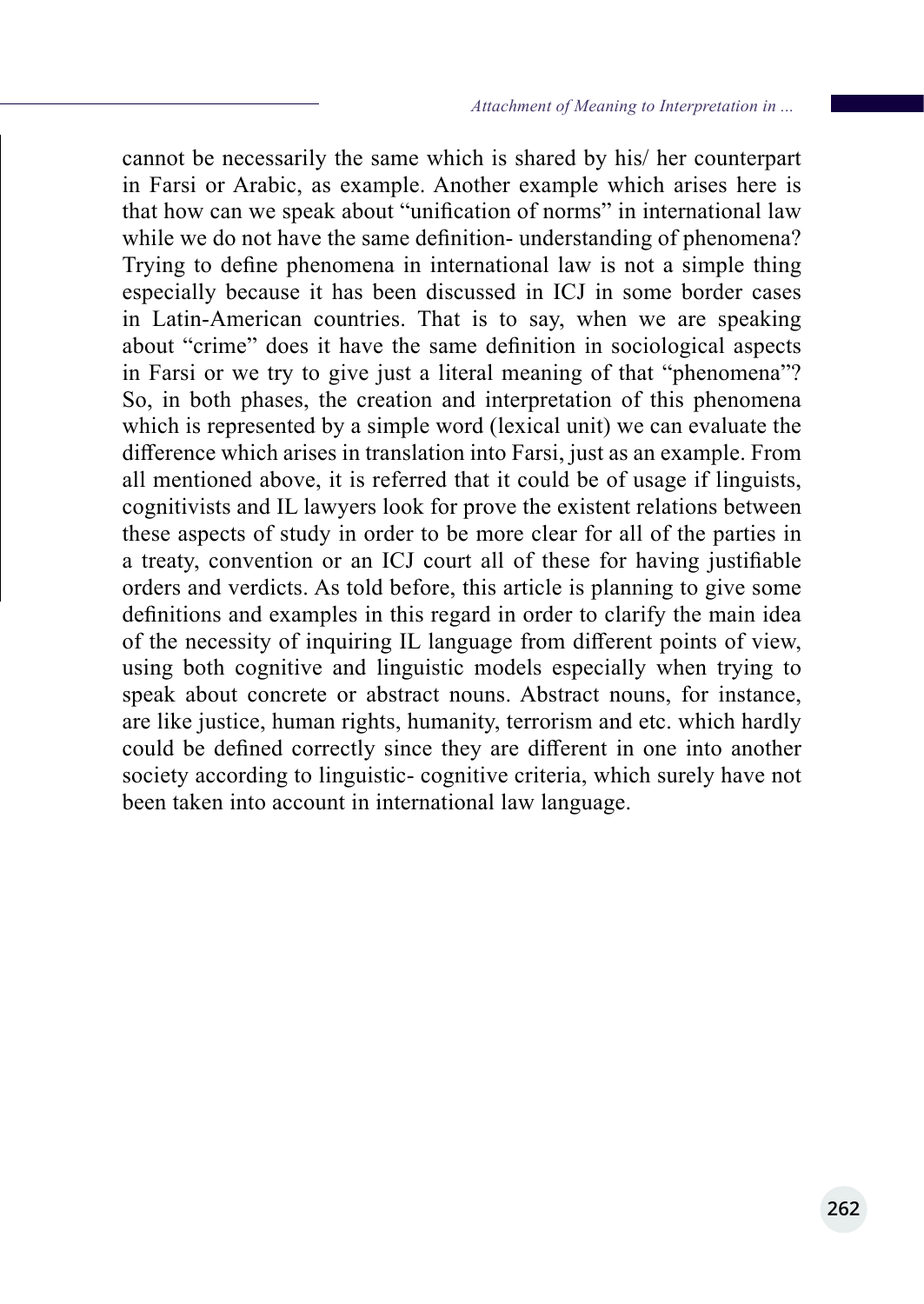cannot be necessarily the same which is shared by his/ her counterpart in Farsi or Arabic, as example. Another example which arises here is that how can we speak about "unification of norms" in international law while we do not have the same definition- understanding of phenomena? Trying to define phenomena in international law is not a simple thing especially because it has been discussed in ICJ in some border cases in Latin-American countries. That is to say, when we are speaking about "crime" does it have the same definition in sociological aspects in Farsi or we try to give just a literal meaning of that "phenomena"? So, in both phases, the creation and interpretation of this phenomena which is represented by a simple word (lexical unit) we can evaluate the difference which arises in translation into Farsi, just as an example. From all mentioned above, it is referred that it could be of usage if linguists, cognitivists and IL lawyers look for prove the existent relations between these aspects of study in order to be more clear for all of the parties in a treaty, convention or an ICJ court all of these for having justifiable orders and verdicts. As told before, this article is planning to give some definitions and examples in this regard in order to clarify the main idea of the necessity of inquiring IL language from different points of view, using both cognitive and linguistic models especially when trying to speak about concrete or abstract nouns. Abstract nouns, for instance, are like justice, human rights, humanity, terrorism and etc. which hardly could be defined correctly since they are different in one into another society according to linguistic- cognitive criteria, which surely have not been taken into account in international law language.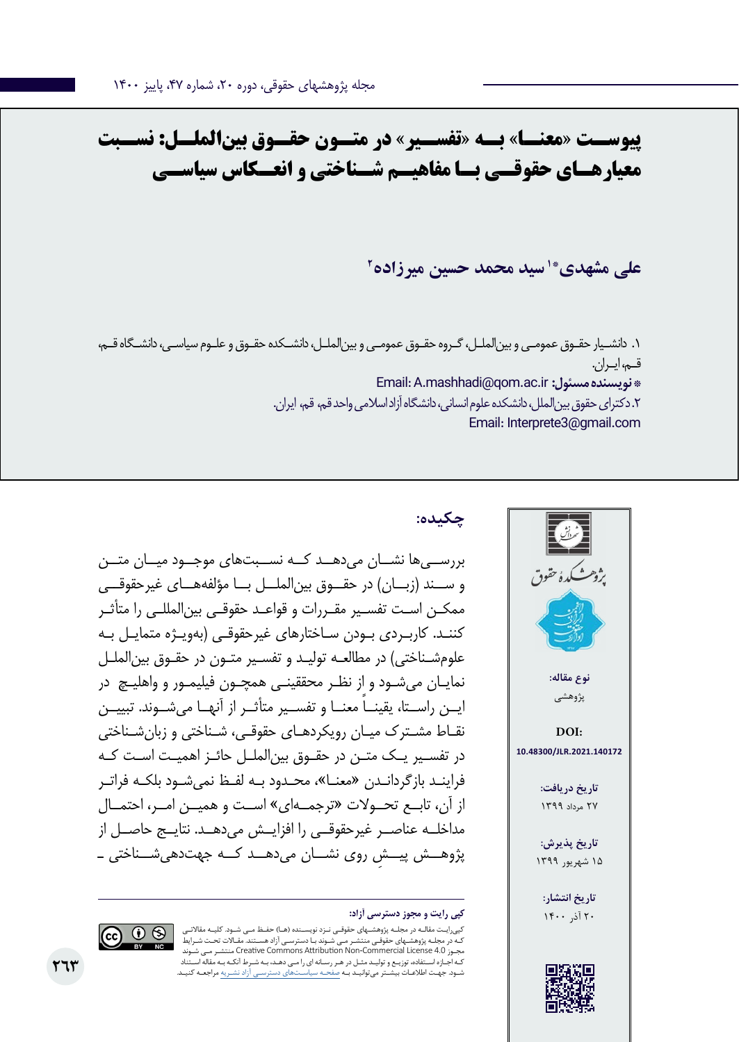# پیوست «معنا» به «تفسیر» در متون حقوق بین‌الملل: نسبت معیارهای حقوقی با مفاهیم شناختی و انعکاس سیاسی

**علی مشهدی[*1] سید محمد حسین میرزاده[2]**

۱. دانشیار حقوق عمومی و بین‌الملل، گروه حقوق عمومی و بین‌الملل، دانشکده حقوق و علوم سیاسی، دانشگاه قم، قم، ایران.

**\* نویسنده مسئول:** Email: A.mashhadi@qom.ac.ir

۲. دکترای حقوق بین‌الملل، دانشکده علوم انسانی، دانشگاه آزاد اسلامی واحد قم، قم، ایران.

Email: Interprete3@gmail.com

**نوع مقاله:** پژوهشی

**DOI:** 10.48300/JLR.2021.140172

**تاریخ دریافت:** ۲۷ مرداد ۱۳۹۹

**تاریخ پذیرش:** ۱۵ شهریور ۱۳۹۹

**تاریخ انتشار:** ۲۰ آذر ۱۴۰۰

## چکیده:

بررسی‌ها نشان می‌دهد که نسبت‌های موجود میان متن و سند (زبان) در حقوق بین‌الملل با مؤلفه‌های غیرحقوقی ممکن است تفسیر مقررات و قواعد حقوقی بین‌المللی را متأثر کنند. کاربردی بودن ساختارهای غیرحقوقی (به‌ویژه متمایل به علوم‌شناختی) در مطالعه تولید و تفسیر متون در حقوق بین‌الملل نمایان می‌شود و از نظر محققینی همچون فیلمور و واهلیچ در این راستا، یقیناً معنا و تفسیر متأثر از آنها می‌شوند. تبیین نقاط مشترک میان رویکردهای حقوقی، شناختی و زبان‌شناختی در تفسیر یک متن در حقوق بین‌الملل حائز اهمیت است که فرایند بازگرداندن «معنا»، محدود به لفظ نمی‌شود بلکه فراتر از آن، تابع تحولات «ترجمه‌ای» است و همین امر، احتمال مداخله عناصر غیرحقوقی را افزایش می‌دهد. نتایج حاصل از پژوهش پیشِ روی نشان می‌دهد که جهت‌دهی‌شناختی ـ

**کپی رایت و مجوز دسترسی آزاد:**

کپی‌رایت مقاله در مجله پژوهشهای حقوقی نزد نویسنده (ها) حفظ می شود. کلیه مقالاتی که در مجله پژوهشهای حقوقی منتشر می شوند با دسترسی آزاد هستند. مقالات تحت شرایط مجوز Creative Commons Attribution Non-Commercial License 4.0 منتشر می شوند که اجازه استفاده، توزیع و تولید مثل در هر رسانه ای را می دهد، به شرط آنکه به مقاله استناد شود. جهت اطلاعات بیشتر می‌توانید به صفحه سیاست‌های دسترسی آزاد نشریه مراجعه کنید.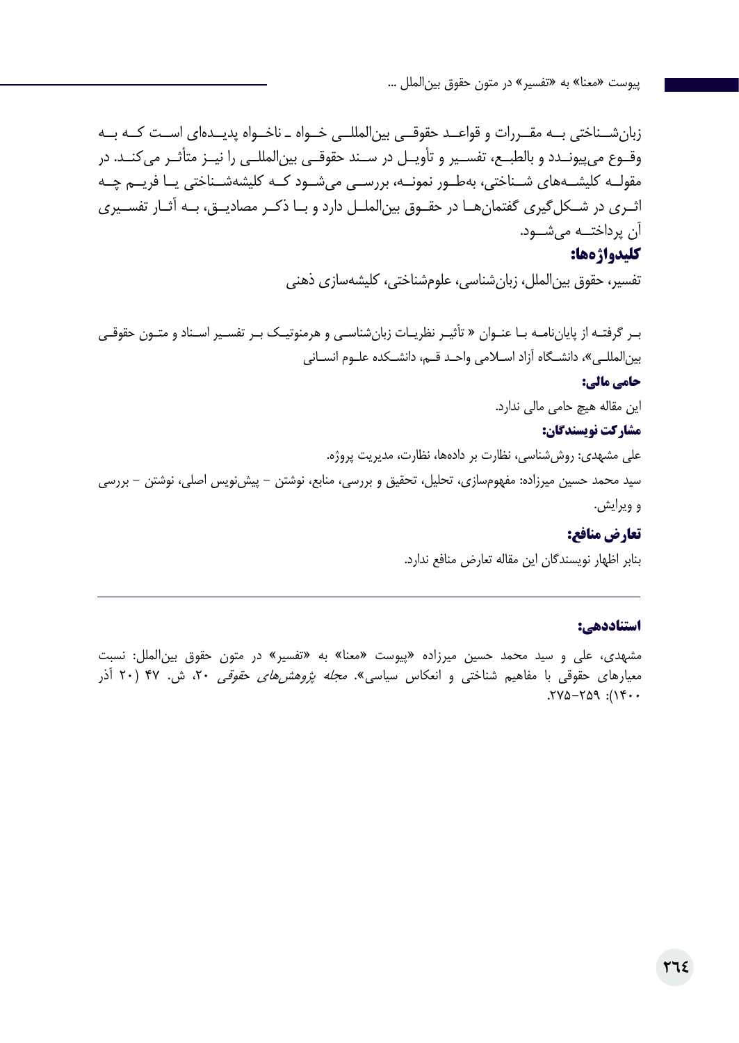زبان‌شناختی به مقررات و قواعد حقوقی بین‌المللی خواه ـ ناخواه پدیده‌ای است که به وقوع می‌پیوندد و بالطبع، تفسیر و تأویل در سند حقوقی بین‌المللی را نیز متأثر می‌کند. در مقوله کلیشه‌های شناختی، به‌طور نمونه، بررسی می‌شود که کلیشه‌شناختی یا فریم چه اثری در شکل‌گیری گفتمان‌ها در حقوق بین‌الملل دارد و با ذکر مصادیق، به آثار تفسیری آن پرداخته می‌شود.

**کلیدواژه‌ها:**

تفسیر، حقوق بین‌الملل، زبان‌شناسی، علوم‌شناختی، کلیشه‌سازی ذهنی

برگرفته از پایان‌نامه با عنوان « تأثیر نظریات زبان‌شناسی و هرمنوتیک بر تفسیر اسناد و متون حقوقی بین‌المللی»، دانشگاه آزاد اسلامی واحد قم، دانشکده علوم انسانی

**حامی مالی:**

این مقاله هیچ حامی مالی ندارد.

**مشارکت نویسندگان:**

علی مشهدی: روش‌شناسی، نظارت بر داده‌ها، نظارت، مدیریت پروژه.

سید محمد حسین میرزاده: مفهوم‌سازی، تحلیل، تحقیق و بررسی، منابع، نوشتن – پیش‌نویس اصلی، نوشتن – بررسی و ویرایش.

**تعارض منافع:**

بنابر اظهار نویسندگان این مقاله تعارض منافع ندارد.

---

**استناددهی:**

مشهدی، علی و سید محمد حسین میرزاده «پیوست «معنا» به «تفسیر» در متون حقوق بین‌الملل: نسبت معیارهای حقوقی با مفاهیم شناختی و انعکاس سیاسی». *مجله پژوهش‌های حقوقی* ۲۰، ش. ۴۷ (۲۰ آذر ۱۴۰۰): ۲۵۹-۲۷۵.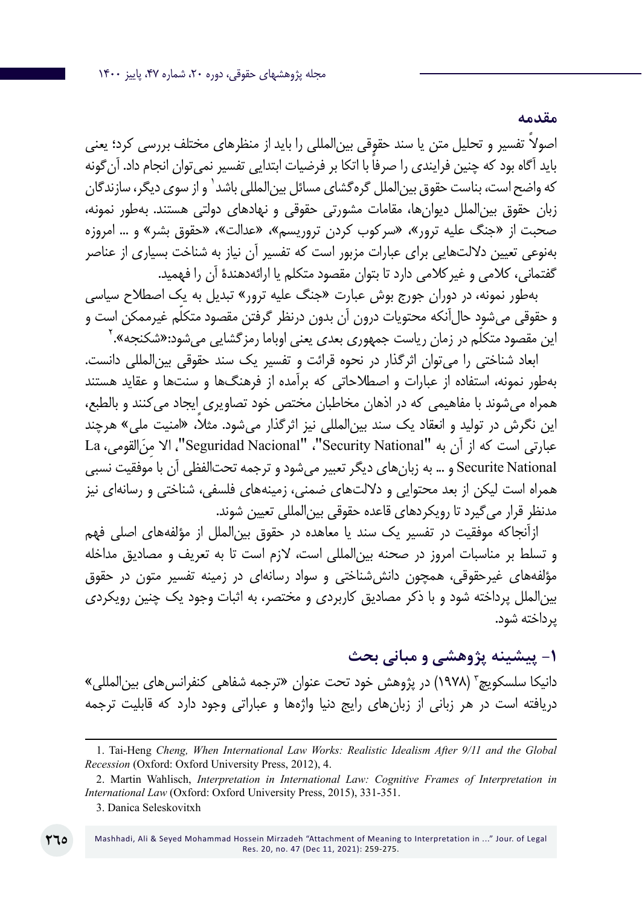## مقدمه

اصولاً تفسیر و تحلیل متن یا سند حقوقی بین‌المللی را باید از منظرهای مختلف بررسی کرد؛ یعنی باید آگاه بود که چنین فرایندی را صرفاً با اتکا بر فرضیات ابتدایی تفسیر نمی‌توان انجام داد. آن‌گونه که واضح است، بناست حقوق بین‌الملل گره‌گشای مسائل بین‌المللی باشد[1] و از سوی دیگر، سازندگان زبان حقوق بین‌الملل دیوان‌ها، مقامات مشورتی حقوقی و نهادهای دولتی هستند. به‌طور نمونه، صحبت از «جنگ علیه ترور»، «سرکوب کردن تروریسم»، «عدالت»، «حقوق بشر» و ... امروزه به‌نوعی تعیین دلالت‌هایی برای عبارات مزبور است که تفسیر آن نیاز به شناخت بسیاری از عناصر گفتمانی، کلامی و غیرکلامی دارد تا بتوان مقصود متکلم یا ارائه‌دهندهٔ آن را فهمید.

به‌طور نمونه، در دوران جورج بوش عبارت «جنگ علیه ترور» تبدیل به یک اصطلاح سیاسی و حقوقی می‌شود حال‌آنکه محتویات درون آن بدون درنظر گرفتن مقصود متکلّم غیرممکن است و این مقصود متکلّم در زمان ریاست جمهوری بعدی یعنی اوباما رمزگشایی می‌شود:«شکنجه».[2]

ابعاد شناختی را می‌توان اثرگذار در نحوه قرائت و تفسیر یک سند حقوقی بین‌المللی دانست. به‌طور نمونه، استفاده از عبارات و اصطلاحاتی که برآمده از فرهنگ‌ها و سنت‌ها و عقاید هستند همراه می‌شوند با مفاهیمی که در اذهان مخاطبان مختص خود تصاویری ایجاد می‌کنند و بالطبع، این نگرش در تولید و انعقاد یک سند بین‌المللی نیز اثرگذار می‌شود. مثلاً «امنیت ملی» هرچند عبارتی است که از آن به "Security National"، "Seguridad Nacional"، الا مِنَ‌القومی، La Securite National و ... به زبان‌های دیگر تعبیر می‌شود و ترجمه تحت‌الفظی آن با موفقیت نسبی همراه است لیکن از بعد محتوایی و دلالت‌های ضمنی، زمینه‌های فلسفی، شناختی و رسانه‌ای نیز مدنظر قرار می‌گیرد تا رویکردهای قاعده حقوقی بین‌المللی تعیین شوند.

ازآنجاکه موفقیت در تفسیر یک سند یا معاهده در حقوق بین‌الملل از مؤلفه‌های اصلی فهم و تسلط بر مناسبات امروز در صحنه بین‌المللی است، لازم است تا به تعریف و مصادیق مداخله مؤلفه‌های غیرحقوقی، همچون دانش‌شناختی و سواد رسانه‌ای در زمینه تفسیر متون در حقوق بین‌الملل پرداخته شود و با ذکر مصادیق کاربردی و مختصر، به اثبات وجود یک چنین رویکردی پرداخته شود.

## ۱- پیشینه پژوهشی و مبانی بحث

دانیکا سلسکویچ[3] (۱۹۷۸) در پژوهش خود تحت عنوان «ترجمه شفاهی کنفرانس‌های بین‌المللی» دریافته است در هر زبانی از زبان‌های رایج دنیا واژه‌ها و عباراتی وجود دارد که قابلیت ترجمه

---

1. Tai-Heng *Cheng, When International Law Works: Realistic Idealism After 9/11 and the Global Recession* (Oxford: Oxford University Press, 2012), 4.

2. Martin Wahlisch, *Interpretation in International Law: Cognitive Frames of Interpretation in International Law* (Oxford: Oxford University Press, 2015), 331-351.

3. Danica Seleskovitxh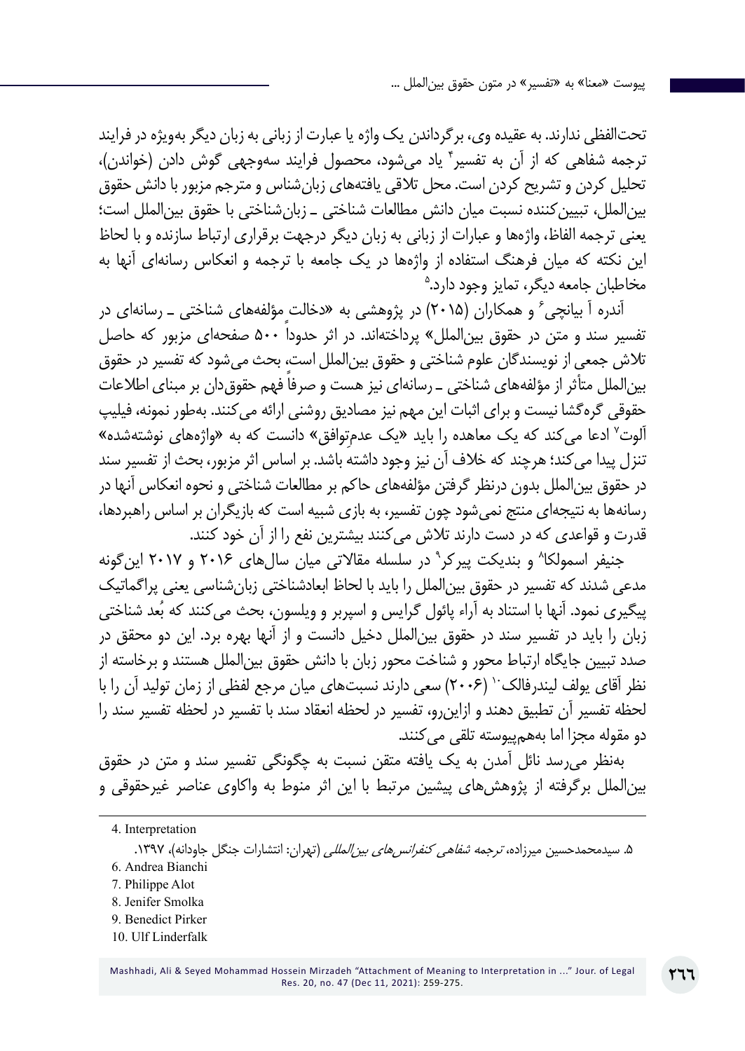تحت‌اللفظی ندارند. به عقیده وی، برگرداندن یک واژه یا عبارت از زبانی به زبان دیگر به‌ویژه در فرایند ترجمه شفاهی که از آن به تفسیر[4] یاد می‌شود، محصول فرایند سه‌وجهی گوش دادن (خواندن)، تحلیل کردن و تشریح کردن است. محل تلاقی یافته‌های زبان‌شناس و مترجم مزبور با دانش حقوق بین‌الملل، تبیین‌کننده نسبت میان دانش مطالعات شناختی ـ زبان‌شناختی با حقوق بین‌الملل است؛ یعنی ترجمه الفاظ، واژه‌ها و عبارات از زبانی به زبان دیگر درجهت برقراری ارتباط سازنده و با لحاظ این نکته که میان فرهنگ استفاده از واژه‌ها در یک جامعه با ترجمه و انعکاس رسانه‌ای آنها به مخاطبان جامعه دیگر، تمایز وجود دارد.[5]

آندره آ بیانچی[6] و همکاران (۲۰۱۵) در پژوهشی به «دخالت مؤلفه‌های شناختی ـ رسانه‌ای در تفسیر سند و متن در حقوق بین‌الملل» پرداخته‌اند. در اثر حدوداً ۵۰۰ صفحه‌ای مزبور که حاصل تلاش جمعی از نویسندگان علوم شناختی و حقوق بین‌الملل است، بحث می‌شود که تفسیر در حقوق بین‌الملل متأثر از مؤلفه‌های شناختی ـ رسانه‌ای نیز هست و صرفاً فهم حقوق‌دان بر مبنای اطلاعات حقوقی گره‌گشا نیست و برای اثبات این مهم نیز مصادیق روشنی ارائه می‌کنند. به‌طور نمونه، فیلیپ آلوت[7] ادعا می‌کند که یک معاهده را باید «یک عدم‌توافق» دانست که به «واژه‌های نوشته‌شده» تنزل پیدا می‌کند؛ هرچند که خلاف آن نیز وجود داشته باشد. بر اساس اثر مزبور، بحث از تفسیر سند در حقوق بین‌الملل بدون درنظر گرفتن مؤلفه‌های حاکم بر مطالعات شناختی و نحوه انعکاس آنها در رسانه‌ها به نتیجه‌ای منتج نمی‌شود چون تفسیر، به بازی شبیه است که بازیگران بر اساس راهبردها، قدرت و قواعدی که در دست دارند تلاش می‌کنند بیشترین نفع را از آن خود کنند.

جنیفر اسمولکا[8] و بندیکت پیرکر[9] در سلسله مقالاتی میان سال‌های ۲۰۱۶ و ۲۰۱۷ این‌گونه مدعی شدند که تفسیر در حقوق بین‌الملل را باید با لحاظ ابعادشناختی زبان‌شناسی یعنی پراگماتیک پیگیری نمود. آنها با استناد به آراء پائول گرایس و اسپربر و ویلسون، بحث می‌کنند که بُعد شناختی زبان را باید در تفسیر سند در حقوق بین‌الملل دخیل دانست و از آنها بهره برد. این دو محقق در صدد تبیین جایگاه ارتباط محور و شناخت محور زبان با دانش حقوق بین‌الملل هستند و برخاسته از نظر آقای یولف لیندرفالک[10] (۲۰۰۶) سعی دارند نسبت‌های میان مرجع لفظی از زمان تولید آن را با لحظه تفسیر آن تطبیق دهند و ازاین‌رو، تفسیر در لحظه انعقاد سند با تفسیر در لحظه تفسیر سند را دو مقوله مجزا اما به‌هم‌پیوسته تلقی می‌کنند.

به‌نظر می‌رسد نائل آمدن به یک یافته متقن نسبت به چگونگی تفسیر سند و متن در حقوق بین‌الملل برگرفته از پژوهش‌های پیشین مرتبط با این اثر منوط به واکاوی عناصر غیرحقوقی و

---

4. Interpretation

۵. سیدمحمدحسین میرزاده، *ترجمه شفاهی کنفرانس‌های بین‌المللی* (تهران: انتشارات جنگل جاودانه)، ۱۳۹۷.

6. Andrea Bianchi

7. Philippe Alot

8. Jenifer Smolka

9. Benedict Pirker

10. Ulf Linderfalk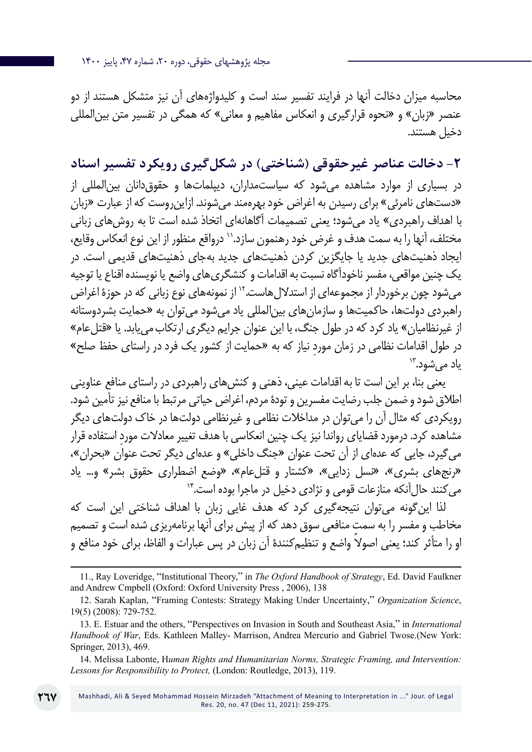محاسبه میزان دخالت آنها در فرایند تفسیر سند است و کلیدواژه‌های آن نیز متشکل هستند از دو عنصر «زبان» و «نحوه قرارگیری و انعکاس مفاهیم و معانی» که همگی در تفسیر متن بین‌المللی دخیل هستند.

## ۲- دخالت عناصر غیرحقوقی (شناختی) در شکل‌گیری رویکرد تفسیر اسناد

در بسیاری از موارد مشاهده می‌شود که سیاستمداران، دیپلمات‌ها و حقوقدانان بین‌المللی از «دست‌های نامرئی» برای رسیدن به اغراض خود بهره‌مند می‌شوند. ازاین‌روست که از عبارت «زبان با اهداف راهبردی» یاد می‌شود؛ یعنی تصمیمات آگاهانه‌ای اتخاذ شده است تا به روش‌های زبانی مختلف، آنها را به سمت هدف و غرض خود رهنمون سازد.[11] درواقع منظور از این نوع انعکاس وقایع، ایجاد ذهنیت‌های جدید یا جایگزین کردن ذهنیت‌های جدید به‌جای ذهنیت‌های قدیمی است. در یک چنین مواقعی، مفسر ناخودآگاه نسبت به اقدامات و کنشگری‌های واضع یا نویسنده اقناع یا توجیه می‌شود چون برخوردار از مجموعه‌ای از استدلال‌هاست.[12] از نمونه‌های نوع زبانی که در حوزهٔ اغراض راهبردی دولت‌ها، حاکمیت‌ها و سازمان‌های بین‌المللی یاد می‌شود می‌توان به «حمایت بشردوستانه از غیرنظامیان» یاد کرد که در طول جنگ، با این عنوان جرایم دیگری ارتکاب می‌یابد. یا «قتل‌عام» در طول اقدامات نظامی در زمان موردِ نیاز که به «حمایت از کشور یک فرد در راستای حفظ صلح» یاد می‌شود.[13]

یعنی بنا، بر این است تا به اقدامات عینی، ذهنی و کنش‌های راهبردی در راستای منافع عناوینی اطلاق شود و ضمن جلب رضایت مفسرین و تودهٔ مردم، اغراض حیاتی مرتبط با منافع نیز تأمین شود. رویکردی که مثال آن را می‌توان در مداخلات نظامی و غیرنظامی دولت‌ها در خاک دولت‌های دیگر مشاهده کرد. درمورد قضایای رواندا نیز یک چنین انعکاسی با هدف تغییر معادلات موردِ استفاده قرار می‌گیرد، جایی که عده‌ای از آن تحت عنوان «جنگ داخلی» و عده‌ای دیگر تحت عنوان «بحران»، «رنج‌های بشری»، «نسل زدایی»، «کشتار و قتل‌عام»، «وضع اضطراری حقوق بشر» و... یاد می‌کنند حال‌آنکه منازعات قومی و نژادی دخیل در ماجرا بوده است.[14]

لذا این‌گونه می‌توان نتیجه‌گیری کرد که هدف غایی زبان با اهداف شناختی این است که مخاطب و مفسر را به سمتِ منافعی سوق دهد که از پیش برای آنها برنامه‌ریزی شده است و تصمیم او را متأثر کند؛ یعنی اصولاً واضع و تنظیم‌کنندهٔ آن زبان در پس عبارات و الفاظ، برای خود منافع و

---

11., Ray Loveridge, "Institutional Theory," in *The Oxford Handbook of Strategy*, Ed. David Faulkner and Andrew Cmpbell (Oxford: Oxford University Press , 2006), 138

12. Sarah Kaplan, "Framing Contests: Strategy Making Under Uncertainty," *Organization Science*, 19(5) (2008): 729-752.

13. E. Estuar and the others, "Perspectives on Invasion in South and Southeast Asia," in *International Handbook of War*, Eds. Kathleen Malley- Marrison, Andrea Mercurio and Gabriel Twose.(New York: Springer, 2013), 469.

14. Melissa Labonte, H*uman Rights and Humanitarian Norms, Strategic Framing, and Intervention: Lessons for Responsibility to Protect,* (London: Routledge, 2013), 119.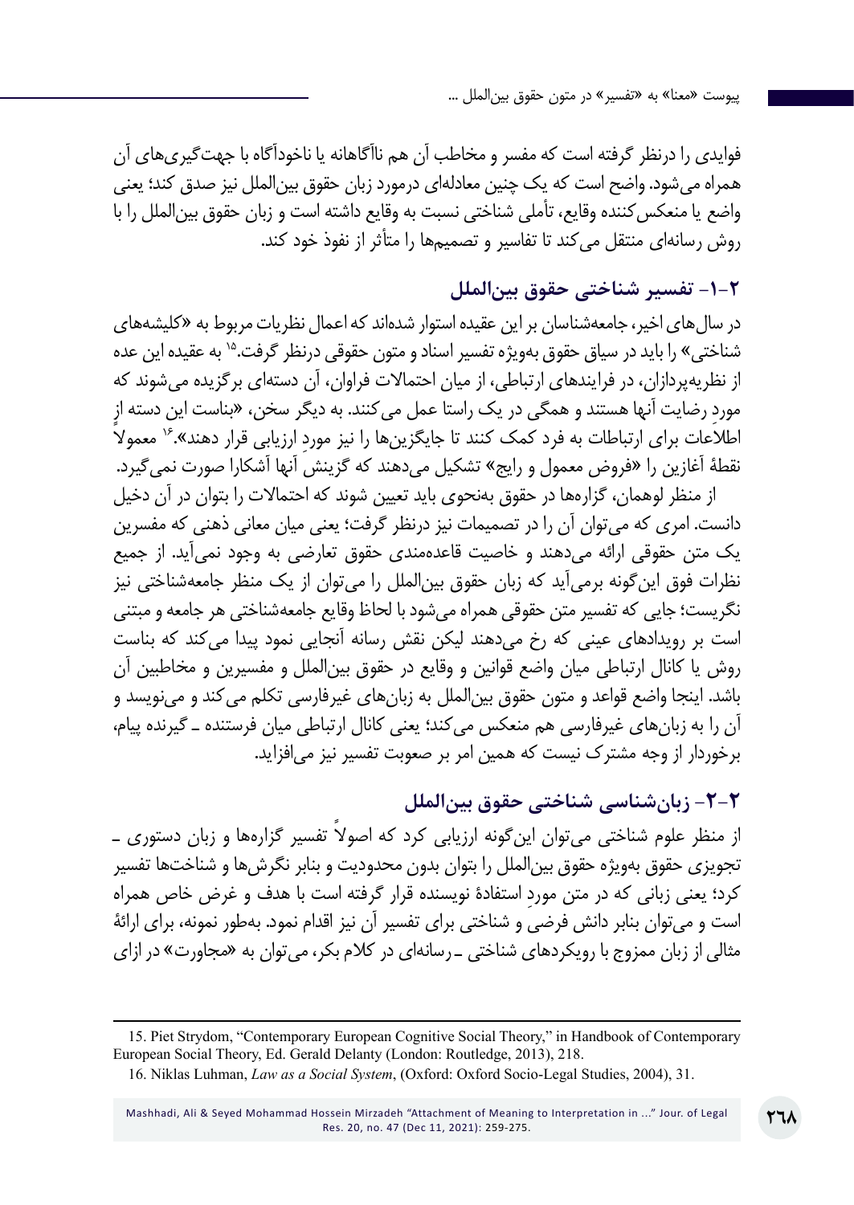فوایدی را درنظر گرفته است که مفسر و مخاطب آن هم ناآگاهانه یا ناخودآگاه با جهت‌گیری‌های آن همراه می‌شود. واضح است که یک چنین معادله‌ای درمورد زبان حقوق بین‌الملل نیز صدق کند؛ یعنی واضع یا منعکس‌کننده وقایع، تأملی شناختی نسبت به وقایع داشته است و زبان حقوق بین‌الملل را با روش رسانه‌ای منتقل می‌کند تا تفاسیر و تصمیم‌ها را متأثر از نفوذ خود کند.

## ۲-۱- تفسیر شناختی حقوق بین‌الملل

در سال‌های اخیر، جامعه‌شناسان بر این عقیده استوار شده‌اند که اعمال نظریات مربوط به «کلیشه‌های شناختی» را باید در سیاق حقوق به‌ویژه تفسیر اسناد و متون حقوقی درنظر گرفت.[15] به عقیده این عده از نظریه‌پردازان، در فرایندهای ارتباطی، از میان احتمالات فراوان، آن دسته‌ای برگزیده می‌شوند که موردِ رضایت آنها هستند و همگی در یک راستا عمل می‌کنند. به دیگر سخن، «بناست این دسته از اطلاعات برای ارتباطات به فرد کمک کنند تا جایگزین‌ها را نیز موردِ ارزیابی قرار دهند».[16] معمولاً نقطهٔ آغازین را «فروض معمول و رایج» تشکیل می‌دهند که گزینشِ آنها آشکارا صورت نمی‌گیرد.

از منظر لوهمان، گزاره‌ها در حقوق به‌نحوی باید تعیین شوند که احتمالات را بتوان در آن دخیل دانست. امری که می‌توان آن را در تصمیمات نیز درنظر گرفت؛ یعنی میان معانی ذهنی که مفسرین یک متن حقوقی ارائه می‌دهند و خاصیت قاعده‌مندی حقوق تعارضی به وجود نمی‌آید. از جمیع نظرات فوق این‌گونه برمی‌آید که زبان حقوق بین‌الملل را می‌توان از یک منظر جامعه‌شناختی نیز نگریست؛ جایی که تفسیر متن حقوقی همراه می‌شود با لحاظ وقایع جامعه‌شناختی هر جامعه و مبتنی است بر رویدادهای عینی که رخ می‌دهند لیکن نقش رسانه آنجایی نمود پیدا می‌کند که بناست روش یا کانال ارتباطی میان واضع قوانین و وقایع در حقوق بین‌الملل و مفسیرین و مخاطبین آن باشد. اینجا واضع قواعد و متون حقوق بین‌الملل به زبان‌های غیرفارسی تکلم می‌کند و می‌نویسد و آن را به زبان‌های غیرفارسی هم منعکس می‌کند؛ یعنی کانال ارتباطی میان فرستنده ـ گیرنده پیام، برخوردار از وجه مشترک نیست که همین امر بر صعوبت تفسیر نیز می‌افزاید.

## ۲-۲- زبان‌شناسی شناختی حقوق بین‌الملل

از منظر علوم شناختی می‌توان این‌گونه ارزیابی کرد که اصولاً تفسیر گزاره‌ها و زبان دستوری ـ تجویزی حقوق به‌ویژه حقوق بین‌الملل را بتوان بدون محدودیت و بنابر نگرش‌ها و شناخت‌ها تفسیر کرد؛ یعنی زبانی که در متن موردِ استفادهٔ نویسنده قرار گرفته است با هدف و غرض خاص همراه است و می‌توان بنابر دانش فرضی و شناختی برای تفسیر آن نیز اقدام نمود. به‌طور نمونه، برای ارائهٔ مثالی از زبان ممزوج با رویکردهای شناختی ـ رسانه‌ای در کلام بکر، می‌توان به «مجاورت» در ازای

---

15. Piet Strydom, "Contemporary European Cognitive Social Theory," in Handbook of Contemporary European Social Theory, Ed. Gerald Delanty (London: Routledge, 2013), 218.

16. Niklas Luhman, *Law as a Social System*, (Oxford: Oxford Socio-Legal Studies, 2004), 31.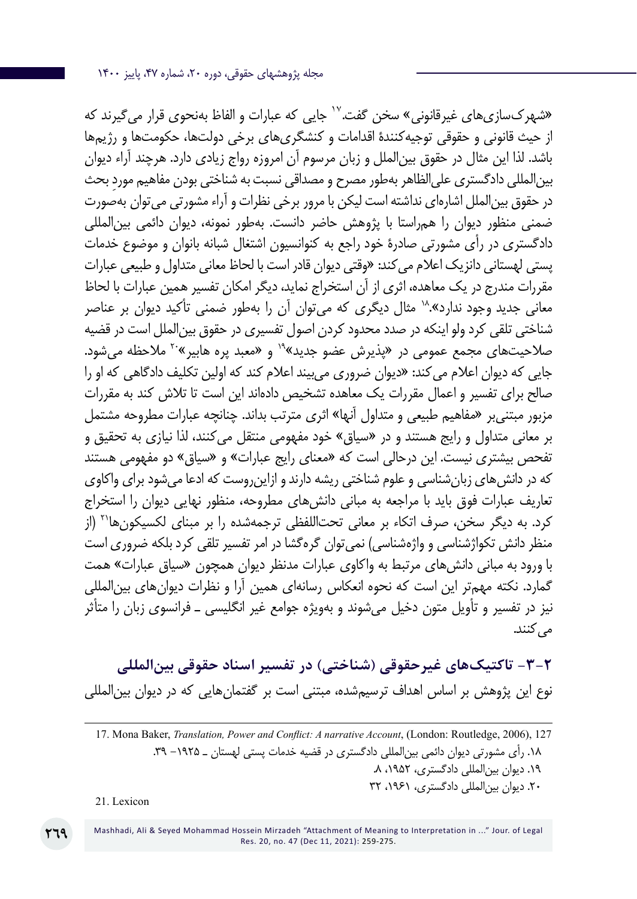«شهرک‌سازی‌های غیرقانونی» سخن گفت.[17] جایی که عبارات و الفاظ به‌نحوی قرار می‌گیرند که از حیث قانونی و حقوقی توجیه‌کنندۀ اقدامات و کنشگری‌های برخی دولت‌ها، حکومت‌ها و رژیم‌ها باشد. لذا این مثال در حقوق بین‌الملل و زبان مرسوم آن امروزه رواج زیادی دارد. هرچند آراء دیوان بین‌المللی دادگستری علی‌الظاهر به‌طور مصرح و مصداقی نسبت به شناختی بودن مفاهیم موردِ بحث در حقوق بین‌الملل اشاره‌ای نداشته است لیکن با مرور برخی نظرات و آراء مشورتی می‌توان به‌صورت ضمنی منظور دیوان را هم‌راستا با پژوهش حاضر دانست. به‌طور نمونه، دیوان دائمی بین‌المللی دادگستری در رأی مشورتی صادرۀ خود راجع به کنوانسیون اشتغال شبانه بانوان و موضوع خدمات پستی لهستانی دانزیک اعلام می‌کند: «وقتی دیوان قادر است با لحاظ معانی متداول و طبیعی عبارات مقررات مندرج در یک معاهده، اثری از آن استخراج نماید، دیگر امکان تفسیر همین عبارات با لحاظ معانی جدید وجود ندارد».[18] مثال دیگری که می‌توان آن را به‌طور ضمنی تأکید دیوان بر عناصر شناختی تلقی کرد ولو اینکه در صدد محدود کردن اصول تفسیری در حقوق بین‌الملل است در قضیه صلاحیت‌های مجمع عمومی در «پذیرش عضو جدید»[19] و «معبد پره هابیر»[20] ملاحظه می‌شود. جایی که دیوان اعلام می‌کند: «دیوان ضروری می‌بیند اعلام کند که اولین تکلیف دادگاهی که او را صالح برای تفسیر و اعمال مقررات یک معاهده تشخیص داده‌اند این است تا تلاش کند به مقررات مزبور مبتنی‌بر «مفاهیم طبیعی و متداول آنها» اثری مترتب بداند. چنانچه عبارات مطروحه مشتمل بر معانی متداول و رایج هستند و در «سیاق» خود مفهومی منتقل می‌کنند، لذا نیازی به تحقیق و تفحص بیشتری نیست. این درحالی است که «معنای رایج عبارات» و «سیاق» دو مفهومی هستند که در دانش‌های زبان‌شناسی و علوم شناختی ریشه دارند و ازاین‌روست که ادعا می‌شود برای واکاوی تعاریف عبارات فوق باید با مراجعه به مبانی دانش‌های مطروحه، منظور نهایی دیوان را استخراج کرد. به دیگر سخن، صرف اتکاء بر معانی تحت‌اللفظی ترجمه‌شده را بر مبنای لکسیکون‌ها[21] (از منظر دانش تکواژشناسی و واژه‌شناسی) نمی‌توان گره‌گشا در امر تفسیر تلقی کرد بلکه ضروری است با ورود به مبانی دانش‌های مرتبط به واکاوی عبارات مدنظر دیوان همچون «سیاق عبارات» همت گمارد. نکته مهم‌تر این است که نحوه انعکاس رسانه‌ای همین آرا و نظرات دیوان‌های بین‌المللی نیز در تفسیر و تأویل متون دخیل می‌شوند و به‌ویژه جوامع غیر انگلیسی ـ فرانسوی زبان را متأثر می‌کنند.

### ۲-۳- تاکتیک‌های غیرحقوقی (شناختی) در تفسیر اسناد حقوقی بین‌المللی

نوع این پژوهش بر اساس اهداف ترسیم‌شده، مبتنی است بر گفتمان‌هایی که در دیوان بین‌المللی

---

17. Mona Baker, *Translation, Power and Conflict: A narrative Account*, (London: Routledge, 2006), 127

۱۸. رأی مشورتی دیوان دائمی بین‌المللی دادگستری در قضیه خدمات پستی لهستان ـ ۱۹۲۵– ۳۹.

۱۹. دیوان بین‌المللی دادگستری، ۱۹۵۲، ۸.

۲۰. دیوان بین‌المللی دادگستری، ۱۹۶۱، ۳۲

21. Lexicon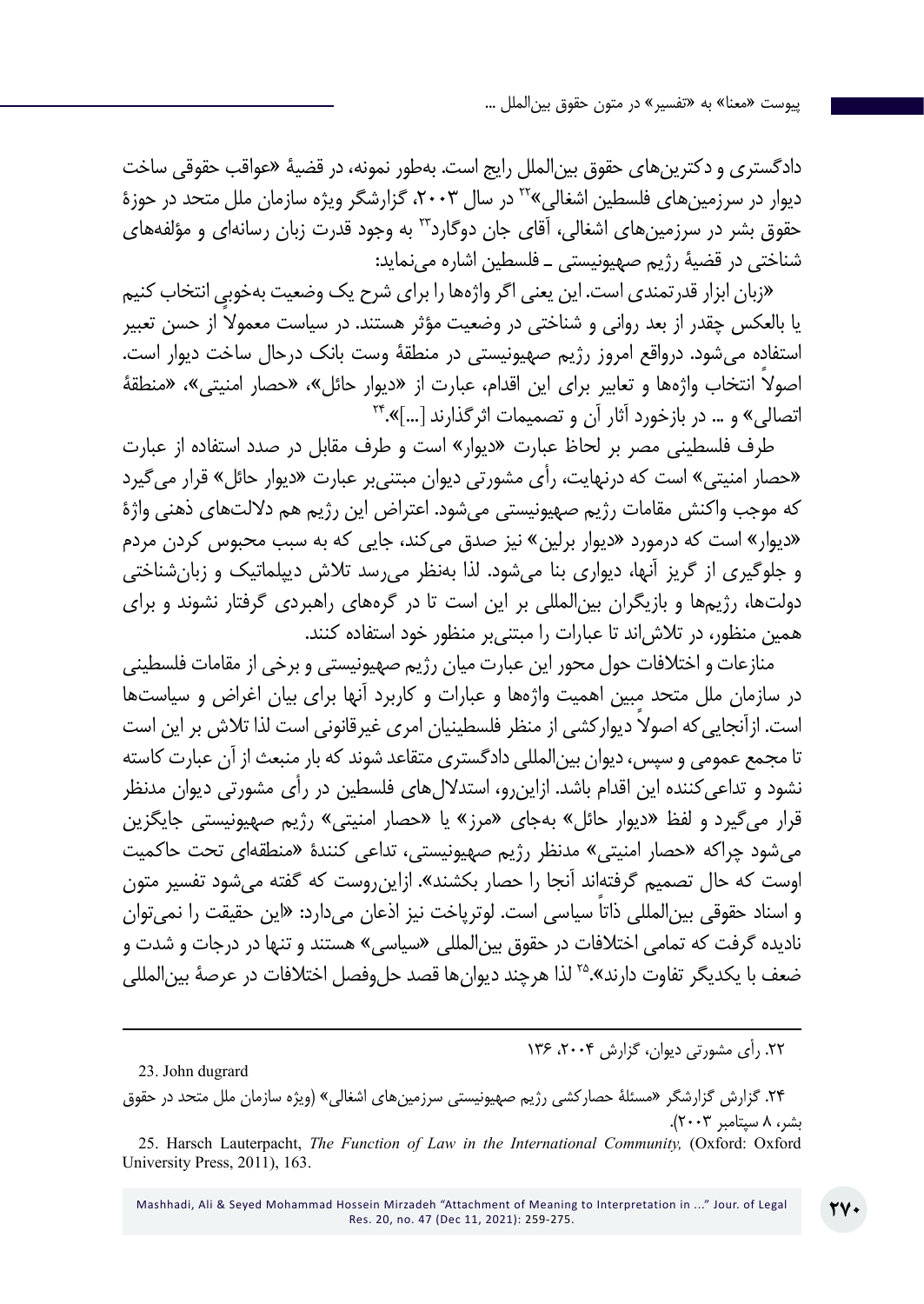دادگستری و دکترین‌های حقوق بین‌الملل رایج است. به‌طور نمونه، در قضیهٔ «عواقب حقوقی ساخت دیوار در سرزمین‌های فلسطین اشغالی»[22] در سال ۲۰۰۳، گزارشگر ویژه سازمان ملل متحد در حوزهٔ حقوق بشر در سرزمین‌های اشغالی، آقای جان دوگارد[23] به وجود قدرت زبان رسانه‌ای و مؤلفه‌های شناختی در قضیهٔ رژیم صهیونیستی ـ فلسطین اشاره می‌نماید:

«زبان ابزار قدرتمندی است. این یعنی اگر واژه‌ها را برای شرح یک وضعیت به‌خوبی انتخاب کنیم یا بالعکس چقدر از بعد روانی و شناختی در وضعیت مؤثر هستند. در سیاست معمولاً از حسن تعبیر استفاده می‌شود. درواقع امروز رژیم صهیونیستی در منطقهٔ وست بانک درحال ساخت دیوار است. اصولاً انتخاب واژه‌ها و تعابیر برای این اقدام، عبارت از «دیوار حائل»، «حصار امنیتی»، «منطقهٔ اتصالی» و ... در بازخورد آثار آن و تصمیمات اثرگذارند [...]».[24]

طرف فلسطینی مصر بر لحاظ عبارت «دیوار» است و طرف مقابل در صدد استفاده از عبارت «حصار امنیتی» است که درنهایت، رأی مشورتی دیوان مبتنی‌بر عبارت «دیوار حائل» قرار می‌گیرد که موجب واکنش مقامات رژیم صهیونیستی می‌شود. اعتراض این رژیم هم دلالت‌های ذهنی واژهٔ «دیوار» است که درمورد «دیوار برلین» نیز صدق می‌کند، جایی که به سبب محبوس کردن مردم و جلوگیری از گریز آنها، دیواری بنا می‌شود. لذا به‌نظر می‌رسد تلاش دیپلماتیک و زبان‌شناختی دولت‌ها، رژیم‌ها و بازیگران بین‌المللی بر این است تا در گره‌های راهبردی گرفتار نشوند و برای همین منظور، در تلاش‌اند تا عبارات را مبتنی‌بر منظور خود استفاده کنند.

منازعات و اختلافات حول محور این عبارت میان رژیم صهیونیستی و برخی از مقامات فلسطینی در سازمان ملل متحد مبین اهمیت واژه‌ها و عبارات و کاربرد آنها برای بیان اغراض و سیاست‌ها است. ازآنجایی‌که اصولاً دیوارکشی از منظر فلسطینیان امری غیرقانونی است لذا تلاش بر این است تا مجمع عمومی و سپس، دیوان بین‌المللی دادگستری متقاعد شوند که بار منبعث از آن عبارت کاسته نشود و تداعی‌کننده این اقدام باشد. ازاین‌رو، استدلال‌های فلسطین در رأی مشورتی دیوان مدنظر قرار می‌گیرد و لفظ «دیوار حائل» به‌جای «مرز» یا «حصار امنیتی» رژیم صهیونیستی جایگزین می‌شود چراکه «حصار امنیتی» مدنظر رژیم صهیونیستی، تداعی کنندهٔ «منطقه‌ای تحت حاکمیت اوست که حال تصمیم گرفته‌اند آنجا را حصار بکشند». ازاین‌روست که گفته می‌شود تفسیر متون و اسناد حقوقی بین‌المللی ذاتاً سیاسی است. لوترپاخت نیز اذعان می‌دارد: «این حقیقت را نمی‌توان نادیده گرفت که تمامی اختلافات در حقوق بین‌المللی «سیاسی» هستند و تنها در درجات و شدت و ضعف با یکدیگر تفاوت دارند».[25] لذا هرچند دیوان‌ها قصد حل‌وفصل اختلافات در عرصهٔ بین‌المللی

---

۲۲. رأی مشورتی دیوان، گزارش ۲۰۰۴، ۱۳۶

23. John dugrard

۲۴. گزارش گزارشگر «مسئلهٔ حصارکشی رژیم صهیونیستی سرزمین‌های اشغالی» (ویژه سازمان ملل متحد در حقوق بشر، ۸ سپتامبر ۲۰۰۳).

25. Harsch Lauterpacht, *The Function of Law in the International Community,* (Oxford: Oxford University Press, 2011), 163.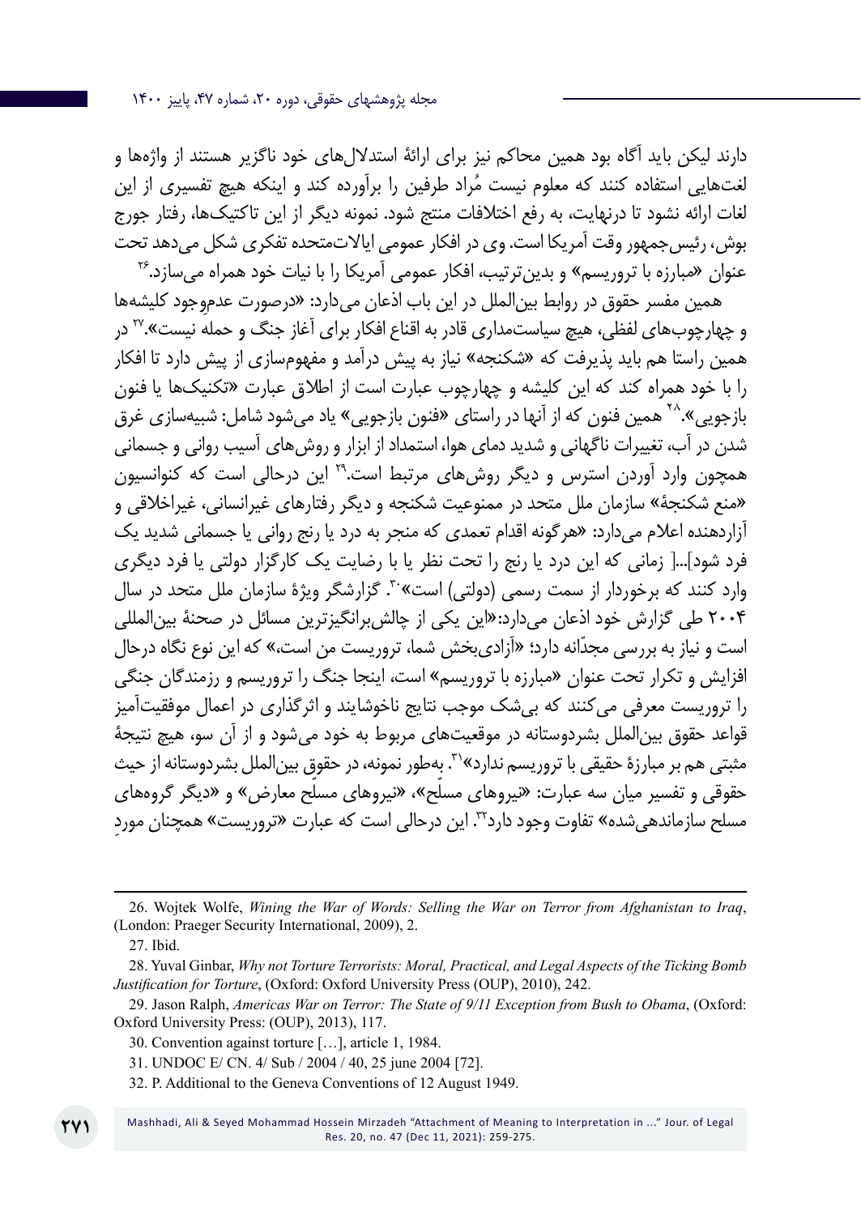دارند لیکن باید آگاه بود همین محاکم نیز برای ارائهٔ استدلال‌های خود ناگزیر هستند از واژه‌ها و لغت‌هایی استفاده کنند که معلوم نیست مُراد طرفین را برآورده کند و اینکه هیچ تفسیری از این لغات ارائه نشود تا درنهایت، به رفع اختلافات منتج شود. نمونه دیگر از این تاکتیک‌ها، رفتار جورج بوش، رئیس‌جمهور وقت آمریکا است. وی در افکار عمومی ایالات‌متحده تفکری شکل می‌دهد تحت عنوان «مبارزه با تروریسم» و بدین‌ترتیب، افکار عمومی آمریکا را با نیات خود همراه می‌سازد.[26]

همین مفسر حقوق در روابط بین‌الملل در این باب اذعان می‌دارد: «درصورت عدمِ‌وجود کلیشه‌ها و چهارچوب‌های لفظی، هیچ سیاست‌مداری قادر به اقناع افکار برای آغاز جنگ و حمله نیست».[27] در همین راستا هم باید پذیرفت که «شکنجه» نیاز به پیش درآمد و مفهوم‌سازی از پیش دارد تا افکار را با خود همراه کند که این کلیشه و چهارچوب عبارت است از اطلاق عبارت «تکنیک‌ها یا فنون بازجویی».[28] همین فنون که از آنها در راستای «فنون بازجویی» یاد می‌شود شامل: شبیه‌سازی غرق شدن در آب، تغییرات ناگهانی و شدید دمای هوا، استمداد از ابزار و روش‌های آسیب روانی و جسمانی همچون وارد آوردن استرس و دیگر روش‌های مرتبط است.[29] این درحالی است که کنوانسیون «منع شکنجهٔ» سازمان ملل متحد در ممنوعیت شکنجه و دیگر رفتارهای غیرانسانی، غیراخلاقی و آزاردهنده اعلام می‌دارد: «هرگونه اقدام تعمدی که منجر به درد یا رنج روانی یا جسمانی شدید یک فرد شود[...] زمانی که این درد یا رنج را تحت نظر یا با رضایت یک کارگزار دولتی یا فرد دیگری وارد کنند که برخوردار از سمت رسمی (دولتی) است».[30] گزارشگر ویژهٔ سازمان ملل متحد در سال ۲۰۰۴ طی گزارش خود اذعان می‌دارد:«این یکی از چالش‌برانگیزترین مسائل در صحنهٔ بین‌المللی است و نیاز به بررسی مجدّانه دارد؛ «آزادی‌بخش شما، تروریست من است،» که این نوع نگاه درحال افزایش و تکرار تحت عنوان «مبارزه با تروریسم» است، اینجا جنگ و تروریسم و رزمندگان جنگی را تروریست معرفی می‌کنند که بی‌شک موجب نتایج ناخوشایند و اثرگذاری در اعمال موفقیت‌آمیز قواعد حقوق بین‌الملل بشردوستانه در موقعیت‌های مربوط به خود می‌شود و از آن سو، هیچ نتیجهٔ مثبتی هم بر مبارزهٔ حقیقی با تروریسم ندارد».[31] به‌طور نمونه، در حقوق بین‌الملل بشردوستانه از حیث حقوقی و تفسیر میان سه عبارت: «نیروهای مسلّح»، «نیروهای مسلح معارض» و «دیگر گروه‌های مسلح سازماندهی‌شده» تفاوت وجود دارد[32]. این درحالی است که عبارت «تروریست» همچنان موردِ

---

26. Wojtek Wolfe, *Wining the War of Words: Selling the War on Terror from Afghanistan to Iraq*, (London: Praeger Security International, 2009), 2.

27. Ibid.

28. Yuval Ginbar, *Why not Torture Terrorists: Moral, Practical, and Legal Aspects of the Ticking Bomb Justification for Torture*, (Oxford: Oxford University Press (OUP), 2010), 242.

29. Jason Ralph, *Americas War on Terror: The State of 9/11 Exception from Bush to Obama*, (Oxford: Oxford University Press: (OUP), 2013), 117.

30. Convention against torture […], article 1, 1984.

31. UNDOC E/ CN. 4/ Sub / 2004 / 40, 25 june 2004 [72].

32. P. Additional to the Geneva Conventions of 12 August 1949.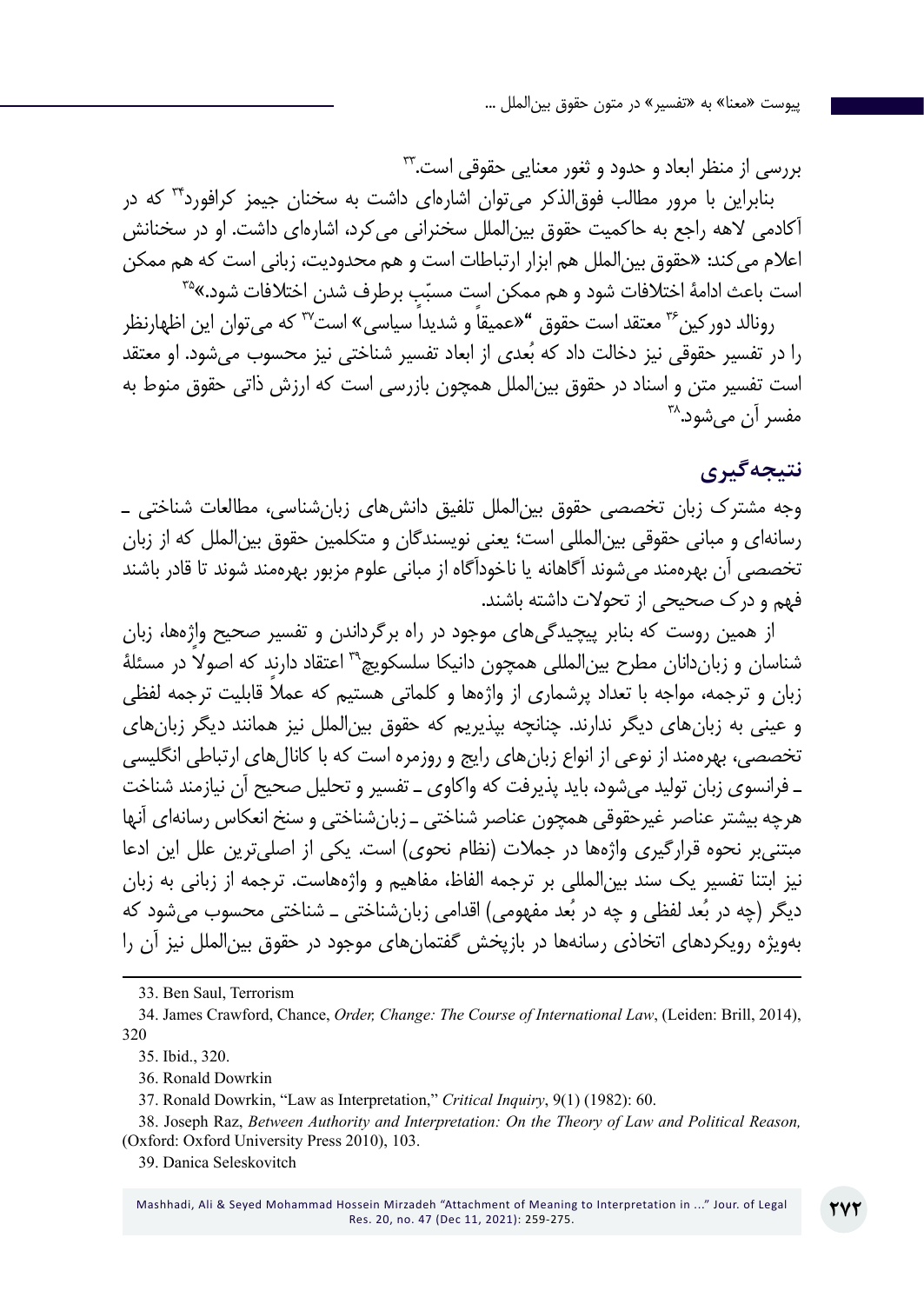بررسی از منظر ابعاد و حدود و ثغور معنایی حقوقی است.[33]

بنابراین با مرور مطالب فوق‌الذکر می‌توان اشاره‌ای داشت به سخنان جیمز کرافورد[34] که در آکادمی لاهه راجع به حاکمیت حقوق بین‌الملل سخنرانی می‌کرد، اشاره‌ای داشت. او در سخنانش اعلام می‌کند: «حقوق بین‌الملل هم ابزار ارتباطات است و هم محدودیت، زبانی است که هم ممکن است باعث ادامهٔ اختلافات شود و هم ممکن است مسبّبِ برطرف شدن اختلافات شود.»[35]

رونالد دورکین[36] معتقد است حقوق "«عمیقاً و شدیداً سیاسی» است[37] که می‌توان این اظهارنظر را در تفسیر حقوقی نیز دخالت داد که بُعدی از ابعاد تفسیر شناختی نیز محسوب می‌شود. او معتقد است تفسیر متن و اسناد در حقوق بین‌الملل همچون بازرسی است که ارزش ذاتی حقوق منوط به مفسر آن می‌شود.[38]

## نتیجه‌گیری

وجه مشترک زبان تخصصی حقوق بین‌الملل تلفیق دانش‌های زبان‌شناسی، مطالعات شناختی ـ رسانه‌ای و مبانی حقوقی بین‌المللی است؛ یعنی نویسندگان و متکلمین حقوق بین‌الملل که از زبان تخصصی آن بهره‌مند می‌شوند آگاهانه یا ناخودآگاه از مبانی علوم مزبور بهره‌مند شوند تا قادر باشند فهم و درک صحیحی از تحولات داشته باشند.

از همین روست که بنابر پیچیدگی‌های موجود در راه برگرداندن و تفسیر صحیح واژه‌ها، زبان شناسان و زبان‌دانان مطرح بین‌المللی همچون دانیکا سلسکویچ[39] اعتقاد دارند که اصولاً در مسئلهٔ زبان و ترجمه، مواجه با تعداد پرشماری از واژه‌ها و کلماتی هستیم که عملاً قابلیت ترجمه لفظی و عینی به زبان‌های دیگر ندارند. چنانچه بپذیریم که حقوق بین‌الملل نیز همانند دیگر زبان‌های تخصصی، بهره‌مند از نوعی از انواع زبان‌های رایج و روزمره است که با کانال‌های ارتباطی انگلیسی ـ فرانسوی زبان تولید می‌شود، باید پذیرفت که واکاوی ـ تفسیر و تحلیل صحیح آن نیازمند شناخت هرچه بیشتر عناصر غیرحقوقی همچون عناصر شناختی ـ زبان‌شناختی و سنخ انعکاس رسانه‌ای آنها مبتنی‌بر نحوه قرارگیری واژه‌ها در جملات (نظام نحوی) است. یکی از اصلی‌ترین علل این ادعا نیز ابتنا تفسیر یک سند بین‌المللی بر ترجمه الفاظ، مفاهیم و واژه‌هاست. ترجمه از زبانی به زبان دیگر (چه در بُعد لفظی و چه در بُعد مفهومی) اقدامی زبان‌شناختی ـ شناختی محسوب می‌شود که به‌ویژه رویکردهای اتخاذی رسانه‌ها در بازپخش گفتمان‌های موجود در حقوق بین‌الملل نیز آن را

---

33. Ben Saul, Terrorism

34. James Crawford, Chance, *Order, Change: The Course of International Law*, (Leiden: Brill, 2014), 320

35. Ibid., 320.

36. Ronald Dowrkin

37. Ronald Dowrkin, "Law as Interpretation," *Critical Inquiry*, 9(1) (1982): 60.

38. Joseph Raz, *Between Authority and Interpretation: On the Theory of Law and Political Reason,* (Oxford: Oxford University Press 2010), 103.

39. Danica Seleskovitch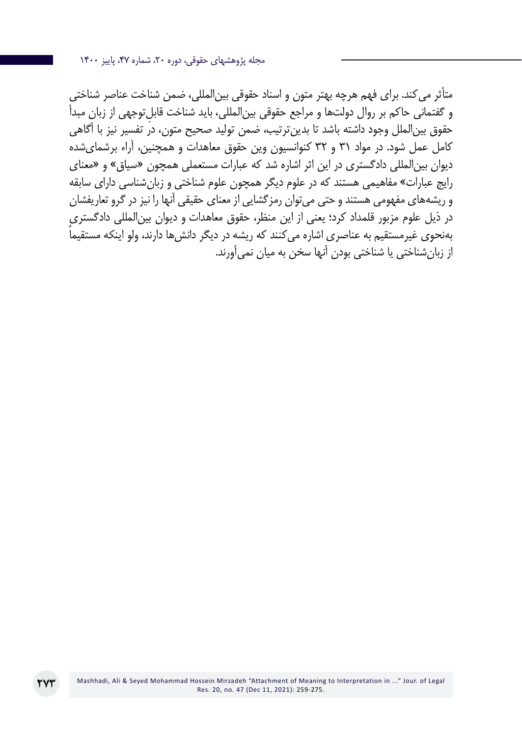متأثر می‌کند. برای فهم هرچه بهتر متون و اسناد حقوقی بین‌المللی، ضمن شناخت عناصر شناختی و گفتمانی حاکم بر روال دولت‌ها و مراجع حقوقی بین‌المللی، باید شناخت قابلِ‌توجهی از زبان مبدأ حقوق بین‌الملل وجود داشته باشد تا بدین‌ترتیب، ضمن تولید صحیح متون، درِ تفسیر نیز با آگاهی کامل عمل شود. در مواد ۳۱ و ۳۲ کنوانسیون وین حقوق معاهدات و همچنین، آراء برشمای‌شده دیوان بین‌المللی دادگستری در این اثر اشاره شد که عبارات مستعملی همچون «سیاق» و «معنای رایج عبارات» مفاهیمی هستند که در علوم دیگر همچون علوم شناختی و زبان‌شناسی دارای سابقه و ریشه‌های مفهومی هستند و حتی می‌توان رمزگشایی از معنای حقیقی آنها را نیز در گرو تعاریفشان در ذیل علوم مزبور قلمداد کرد؛ یعنی از این منظر، حقوق معاهدات و دیوان بین‌المللی دادگستری به‌نحوی غیرمستقیم به عناصری اشاره می‌کنند که ریشه در دیگر دانش‌ها دارند، ولو اینکه مستقیماً از زبان‌شناختی یا شناختی بودن آنها سخن به میان نمی‌آورند.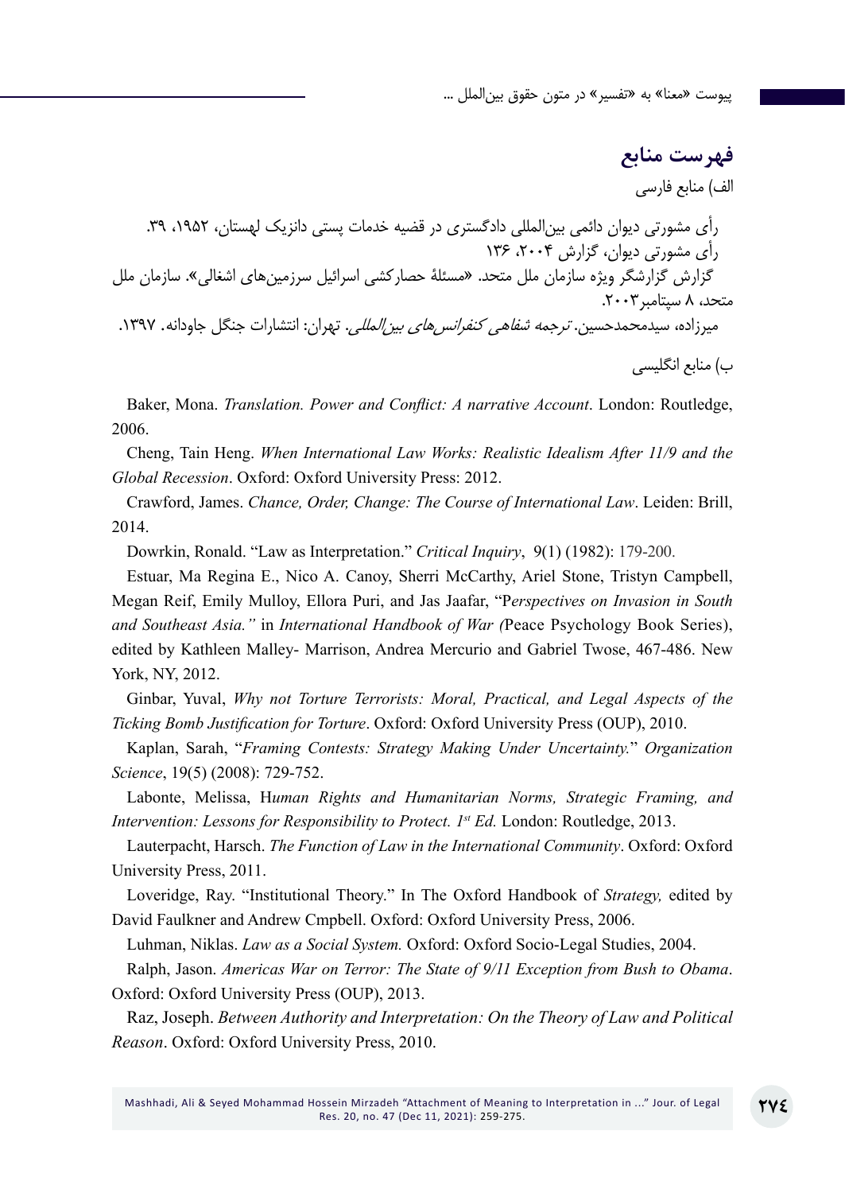## فهرست منابع

الف) منابع فارسی

رأی مشورتی دیوان دائمی بین‌المللی دادگستری در قضیه خدمات پستی دانزیک لهستان، ۱۹۵۲، ۳۹.

رأی مشورتی دیوان، گزارش ۲۰۰۴، ۱۳۶

گزارش گزارشگر ویژه سازمان ملل متحد. «مسئلهٔ حصارکشی اسرائیل سرزمین‌های اشغالی». سازمان ملل متحد، ۸ سپتامبر۲۰۰۳.

میرزاده، سیدمحمدحسین. *ترجمه شفاهی کنفرانس‌های بین‌المللی*. تهران: انتشارات جنگل جاودانه. ۱۳۹۷.

ب) منابع انگلیسی

Baker, Mona. *Translation. Power and Conflict: A narrative Account*. London: Routledge, 2006.

Cheng, Tain Heng. *When International Law Works: Realistic Idealism After 11/9 and the Global Recession*. Oxford: Oxford University Press: 2012.

Crawford, James. *Chance, Order, Change: The Course of International Law*. Leiden: Brill, 2014.

Dowrkin, Ronald. "Law as Interpretation." *Critical Inquiry*, 9(1) (1982): 179-200.

Estuar, Ma Regina E., Nico A. Canoy, Sherri McCarthy, Ariel Stone, Tristyn Campbell, Megan Reif, Emily Mulloy, Ellora Puri, and Jas Jaafar, "P*erspectives on Invasion in South and Southeast Asia."* in *International Handbook of War (*Peace Psychology Book Series), edited by Kathleen Malley- Marrison, Andrea Mercurio and Gabriel Twose, 467-486. New York, NY, 2012.

Ginbar, Yuval, *Why not Torture Terrorists: Moral, Practical, and Legal Aspects of the Ticking Bomb Justification for Torture*. Oxford: Oxford University Press (OUP), 2010.

Kaplan, Sarah, "*Framing Contests: Strategy Making Under Uncertainty.*" *Organization Science*, 19(5) (2008): 729-752.

Labonte, Melissa, H*uman Rights and Humanitarian Norms, Strategic Framing, and Intervention: Lessons for Responsibility to Protect. 1st Ed.* London: Routledge, 2013.

Lauterpacht, Harsch. *The Function of Law in the International Community*. Oxford: Oxford University Press, 2011.

Loveridge, Ray. "Institutional Theory." In The Oxford Handbook of *Strategy,* edited by David Faulkner and Andrew Cmpbell. Oxford: Oxford University Press, 2006.

Luhman, Niklas. *Law as a Social System.* Oxford: Oxford Socio-Legal Studies, 2004.

Ralph, Jason. *Americas War on Terror: The State of 9/11 Exception from Bush to Obama*. Oxford: Oxford University Press (OUP), 2013.

Raz, Joseph. *Between Authority and Interpretation: On the Theory of Law and Political Reason*. Oxford: Oxford University Press, 2010.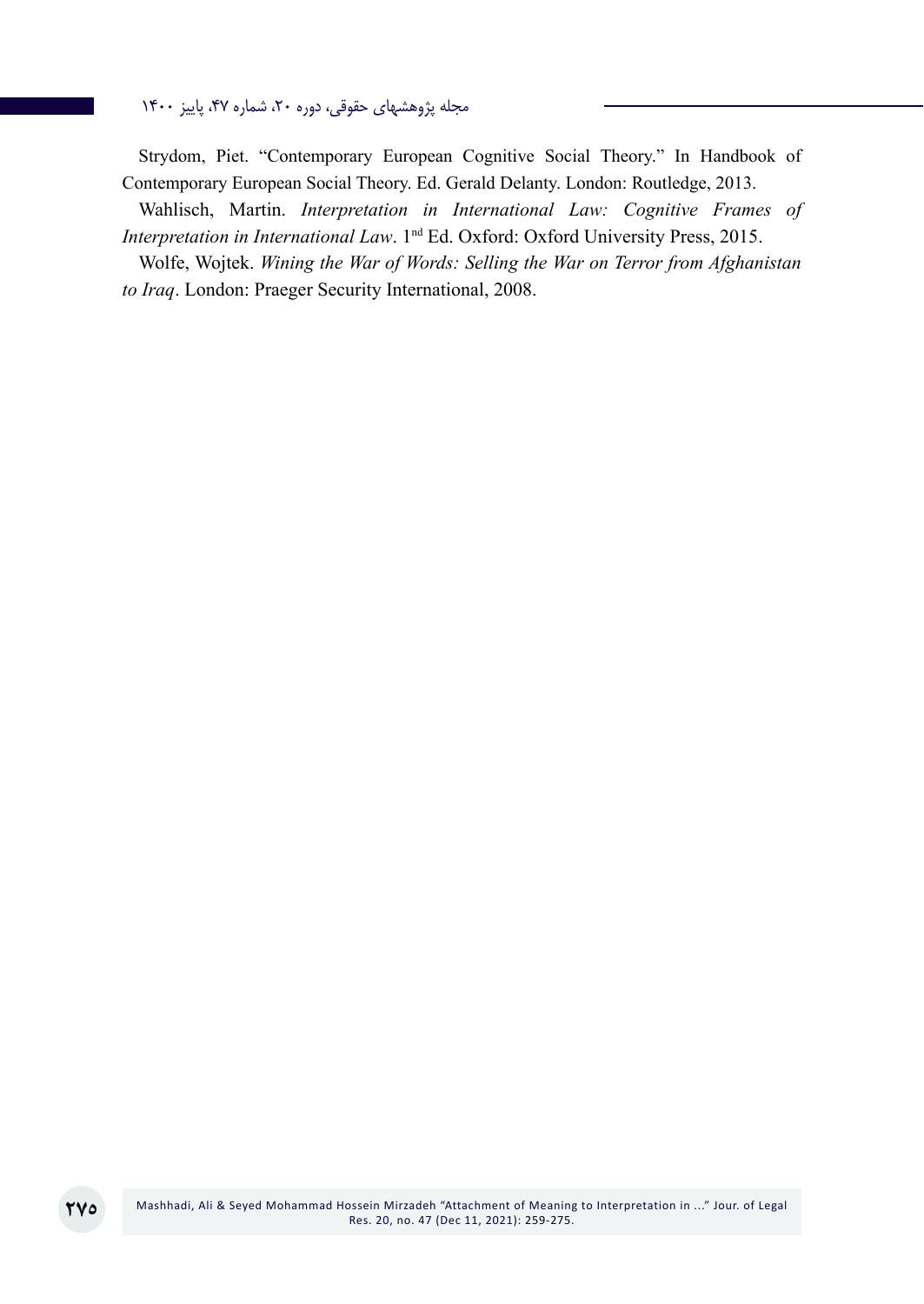Strydom, Piet. "Contemporary European Cognitive Social Theory." In Handbook of Contemporary European Social Theory. Ed. Gerald Delanty. London: Routledge, 2013.

Wahlisch, Martin. *Interpretation in International Law: Cognitive Frames of Interpretation in International Law*. 1nd Ed. Oxford: Oxford University Press, 2015.

Wolfe, Wojtek. *Wining the War of Words: Selling the War on Terror from Afghanistan to Iraq*. London: Praeger Security International, 2008.